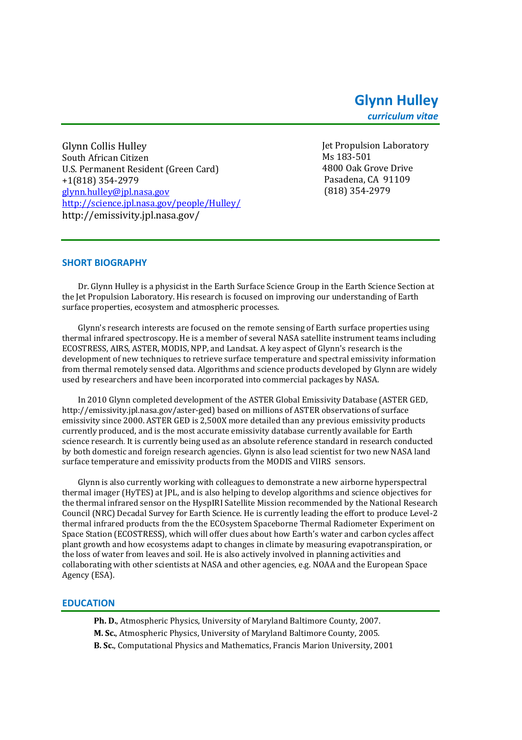# Glynn Hulley

*curriculum vitae*

Glynn Collis Hulley
South African Citizen
U.S. Permanent Resident (Green Card)
+1(818) 354-2979
[glynn.hulley@jpl.nasa.gov](mailto:glynn.hulley@jpl.nasa.gov)
[http://science.jpl.nasa.gov/people/Hulley/](http://science.jpl.nasa.gov/people/Hulley/)
http://emissivity.jpl.nasa.gov/

Jet Propulsion Laboratory
Ms 183-501
4800 Oak Grove Drive
Pasadena, CA 91109
(818) 354-2979

## SHORT BIOGRAPHY

Dr. Glynn Hulley is a physicist in the Earth Surface Science Group in the Earth Science Section at the Jet Propulsion Laboratory. His research is focused on improving our understanding of Earth surface properties, ecosystem and atmospheric processes.

Glynn's research interests are focused on the remote sensing of Earth surface properties using thermal infrared spectroscopy. He is a member of several NASA satellite instrument teams including ECOSTRESS, AIRS, ASTER, MODIS, NPP, and Landsat. A key aspect of Glynn's research is the development of new techniques to retrieve surface temperature and spectral emissivity information from thermal remotely sensed data. Algorithms and science products developed by Glynn are widely used by researchers and have been incorporated into commercial packages by NASA.

In 2010 Glynn completed development of the ASTER Global Emissivity Database (ASTER GED, http://emissivity.jpl.nasa.gov/aster-ged) based on millions of ASTER observations of surface emissivity since 2000. ASTER GED is 2,500X more detailed than any previous emissivity products currently produced, and is the most accurate emissivity database currently available for Earth science research. It is currently being used as an absolute reference standard in research conducted by both domestic and foreign research agencies. Glynn is also lead scientist for two new NASA land surface temperature and emissivity products from the MODIS and VIIRS sensors.

Glynn is also currently working with colleagues to demonstrate a new airborne hyperspectral thermal imager (HyTES) at JPL, and is also helping to develop algorithms and science objectives for the thermal infrared sensor on the HyspIRI Satellite Mission recommended by the National Research Council (NRC) Decadal Survey for Earth Science. He is currently leading the effort to produce Level-2 thermal infrared products from the the ECOsystem Spaceborne Thermal Radiometer Experiment on Space Station (ECOSTRESS), which will offer clues about how Earth's water and carbon cycles affect plant growth and how ecosystems adapt to changes in climate by measuring evapotranspiration, or the loss of water from leaves and soil. He is also actively involved in planning activities and collaborating with other scientists at NASA and other agencies, e.g. NOAA and the European Space Agency (ESA).

## EDUCATION

**Ph. D.**, Atmospheric Physics, University of Maryland Baltimore County, 2007.
**M. Sc.**, Atmospheric Physics, University of Maryland Baltimore County, 2005.
**B. Sc.**, Computational Physics and Mathematics, Francis Marion University, 2001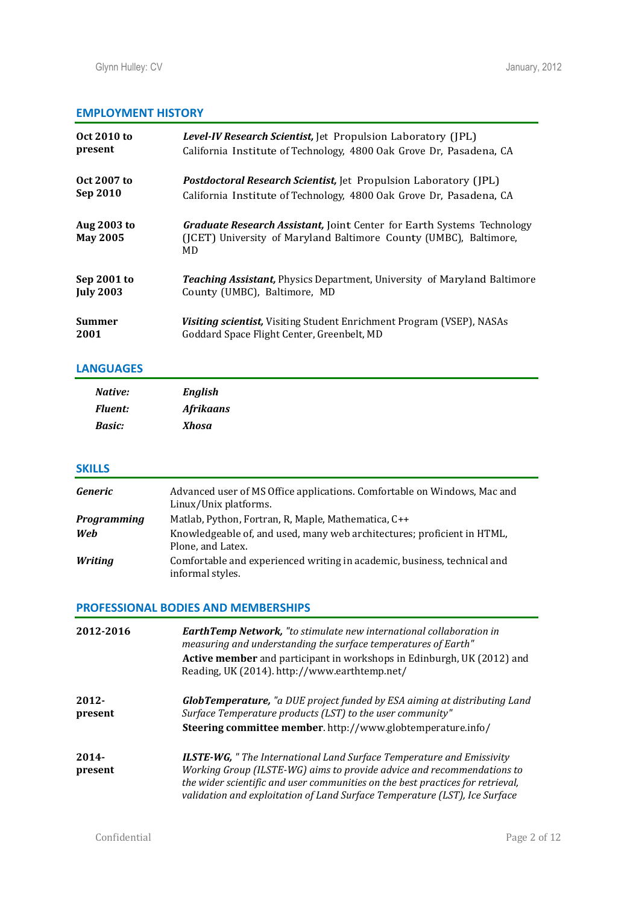## EMPLOYMENT HISTORY

| | |
|---|---|
| **Oct 2010 to present** | ***Level-IV Research Scientist,*** Jet Propulsion Laboratory (JPL) California Institute of Technology, 4800 Oak Grove Dr, Pasadena, CA |
| **Oct 2007 to Sep 2010** | ***Postdoctoral Research Scientist,*** Jet Propulsion Laboratory (JPL) California Institute of Technology, 4800 Oak Grove Dr, Pasadena, CA |
| **Aug 2003 to May 2005** | ***Graduate Research Assistant,*** Joint Center for Earth Systems Technology (JCET) University of Maryland Baltimore County (UMBC), Baltimore, MD |
| **Sep 2001 to July 2003** | ***Teaching Assistant,*** Physics Department, University of Maryland Baltimore County (UMBC), Baltimore, MD |
| **Summer 2001** | ***Visiting scientist,*** Visiting Student Enrichment Program (VSEP), NASAs Goddard Space Flight Center, Greenbelt, MD |

## LANGUAGES

| | |
|---|---|
| ***Native:*** | ***English*** |
| ***Fluent:*** | ***Afrikaans*** |
| ***Basic:*** | ***Xhosa*** |

## SKILLS

| | |
|---|---|
| ***Generic*** | Advanced user of MS Office applications. Comfortable on Windows, Mac and Linux/Unix platforms. |
| ***Programming*** | Matlab, Python, Fortran, R, Maple, Mathematica, C++ |
| ***Web*** | Knowledgeable of, and used, many web architectures; proficient in HTML, Plone, and Latex. |
| ***Writing*** | Comfortable and experienced writing in academic, business, technical and informal styles. |

## PROFESSIONAL BODIES AND MEMBERSHIPS

| | |
|---|---|
| **2012-2016** | ***EarthTemp Network,*** *"to stimulate new international collaboration in measuring and understanding the surface temperatures of Earth"* **Active member** and participant in workshops in Edinburgh, UK (2012) and Reading, UK (2014). http://www.earthtemp.net/ |
| **2012-present** | ***GlobTemperature,*** *"a DUE project funded by ESA aiming at distributing Land Surface Temperature products (LST) to the user community"* **Steering committee member**. http://www.globtemperature.info/ |
| **2014-present** | ***ILSTE-WG,*** *" The International Land Surface Temperature and Emissivity Working Group (ILSTE-WG) aims to provide advice and recommendations to the wider scientific and user communities on the best practices for retrieval, validation and exploitation of Land Surface Temperature (LST), Ice Surface* |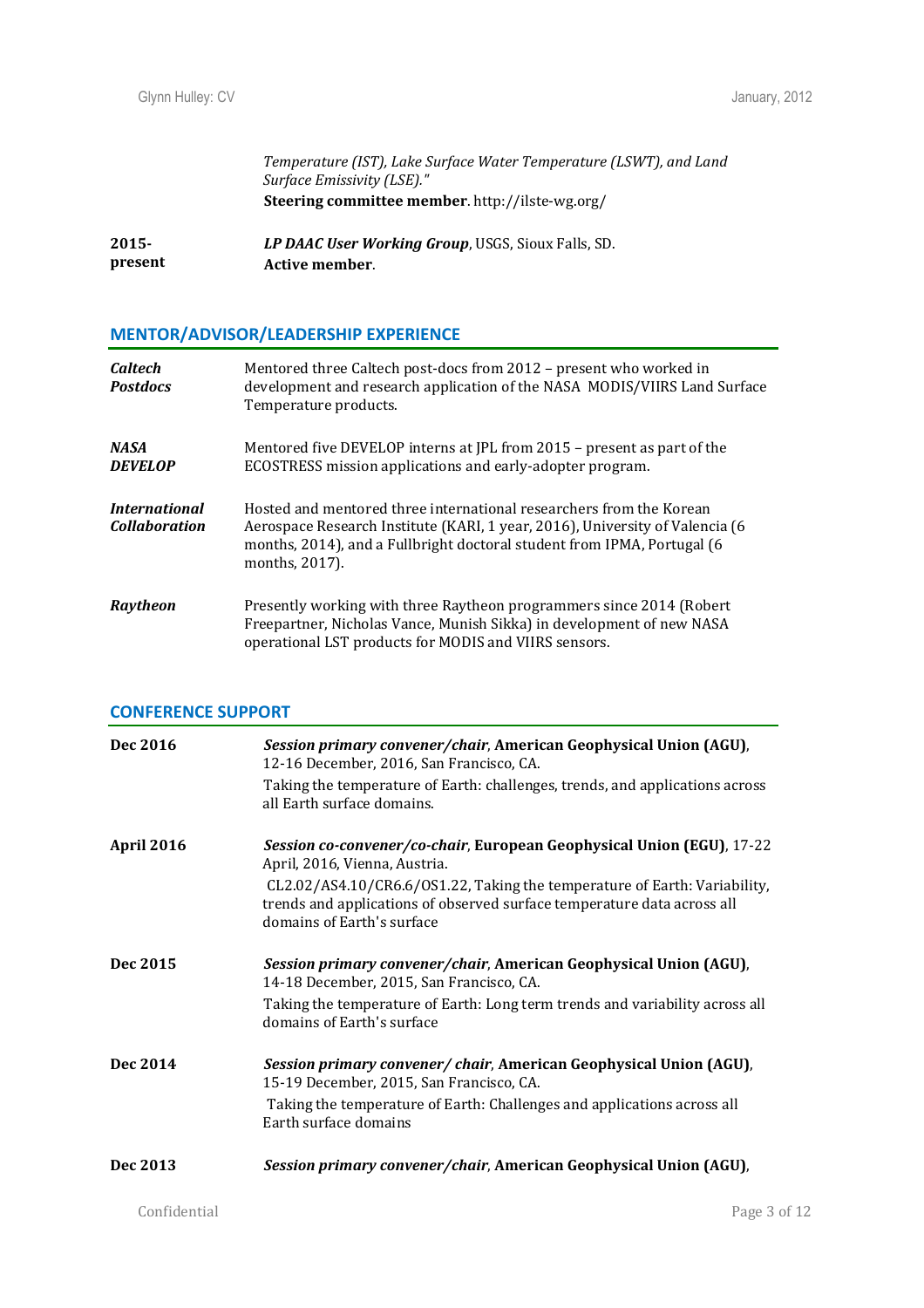*Temperature (IST), Lake Surface Water Temperature (LSWT), and Land Surface Emissivity (LSE)."*
**Steering committee member**. http://ilste-wg.org/

**2015-present** — ***LP DAAC User Working Group***, USGS, Sioux Falls, SD.
**Active member**.

## MENTOR/ADVISOR/LEADERSHIP EXPERIENCE

***Caltech Postdocs*** — Mentored three Caltech post-docs from 2012 – present who worked in development and research application of the NASA MODIS/VIIRS Land Surface Temperature products.

***NASA DEVELOP*** — Mentored five DEVELOP interns at JPL from 2015 – present as part of the ECOSTRESS mission applications and early-adopter program.

***International Collaboration*** — Hosted and mentored three international researchers from the Korean Aerospace Research Institute (KARI, 1 year, 2016), University of Valencia (6 months, 2014), and a Fullbright doctoral student from IPMA, Portugal (6 months, 2017).

***Raytheon*** — Presently working with three Raytheon programmers since 2014 (Robert Freepartner, Nicholas Vance, Munish Sikka) in development of new NASA operational LST products for MODIS and VIIRS sensors.

## CONFERENCE SUPPORT

**Dec 2016** — ***Session primary convener/chair***, **American Geophysical Union (AGU)**, 12-16 December, 2016, San Francisco, CA.
Taking the temperature of Earth: challenges, trends, and applications across all Earth surface domains.

**April 2016** — ***Session co-convener/co-chair***, **European Geophysical Union (EGU)**, 17-22 April, 2016, Vienna, Austria.
CL2.02/AS4.10/CR6.6/OS1.22, Taking the temperature of Earth: Variability, trends and applications of observed surface temperature data across all domains of Earth's surface

**Dec 2015** — ***Session primary convener/chair***, **American Geophysical Union (AGU)**, 14-18 December, 2015, San Francisco, CA.
Taking the temperature of Earth: Long term trends and variability across all domains of Earth's surface

**Dec 2014** — ***Session primary convener/ chair***, **American Geophysical Union (AGU)**, 15-19 December, 2015, San Francisco, CA.
Taking the temperature of Earth: Challenges and applications across all Earth surface domains

**Dec 2013** — ***Session primary convener/chair***, **American Geophysical Union (AGU)**,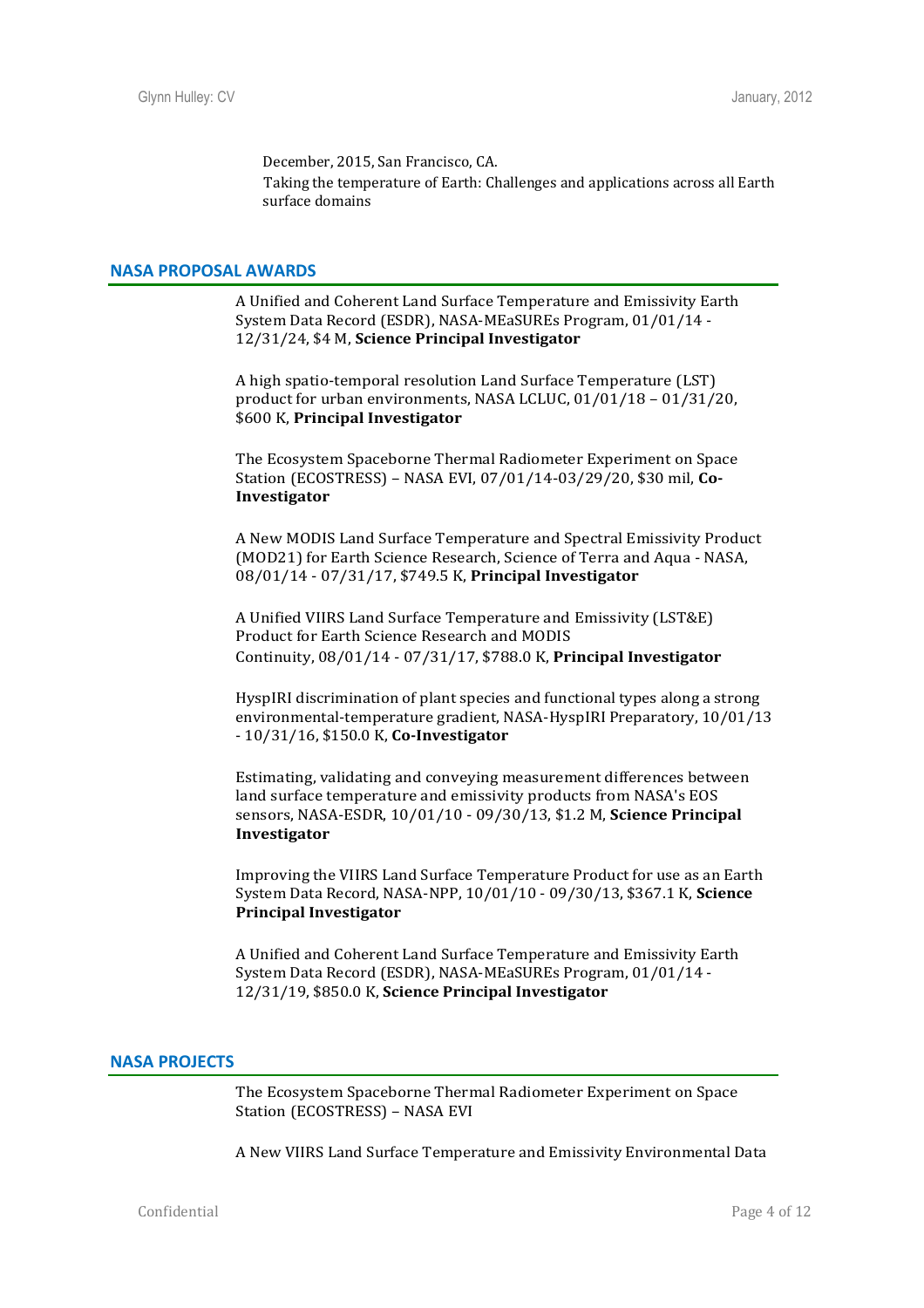December, 2015, San Francisco, CA.
Taking the temperature of Earth: Challenges and applications across all Earth surface domains

## NASA PROPOSAL AWARDS

A Unified and Coherent Land Surface Temperature and Emissivity Earth System Data Record (ESDR), NASA-MEaSUREs Program, 01/01/14 - 12/31/24, $4 M, **Science Principal Investigator**

A high spatio-temporal resolution Land Surface Temperature (LST) product for urban environments, NASA LCLUC, 01/01/18 – 01/31/20, $600 K, **Principal Investigator**

The Ecosystem Spaceborne Thermal Radiometer Experiment on Space Station (ECOSTRESS) – NASA EVI, 07/01/14-03/29/20, $30 mil, **Co-Investigator**

A New MODIS Land Surface Temperature and Spectral Emissivity Product (MOD21) for Earth Science Research, Science of Terra and Aqua - NASA, 08/01/14 - 07/31/17, $749.5 K, **Principal Investigator**

A Unified VIIRS Land Surface Temperature and Emissivity (LST&E) Product for Earth Science Research and MODIS Continuity, 08/01/14 - 07/31/17, $788.0 K, **Principal Investigator**

HyspIRI discrimination of plant species and functional types along a strong environmental-temperature gradient, NASA-HyspIRI Preparatory, 10/01/13 - 10/31/16, $150.0 K, **Co-Investigator**

Estimating, validating and conveying measurement differences between land surface temperature and emissivity products from NASA's EOS sensors, NASA-ESDR, 10/01/10 - 09/30/13, $1.2 M, **Science Principal Investigator**

Improving the VIIRS Land Surface Temperature Product for use as an Earth System Data Record, NASA-NPP, 10/01/10 - 09/30/13, $367.1 K, **Science Principal Investigator**

A Unified and Coherent Land Surface Temperature and Emissivity Earth System Data Record (ESDR), NASA-MEaSUREs Program, 01/01/14 - 12/31/19, $850.0 K, **Science Principal Investigator**

## NASA PROJECTS

The Ecosystem Spaceborne Thermal Radiometer Experiment on Space Station (ECOSTRESS) – NASA EVI

A New VIIRS Land Surface Temperature and Emissivity Environmental Data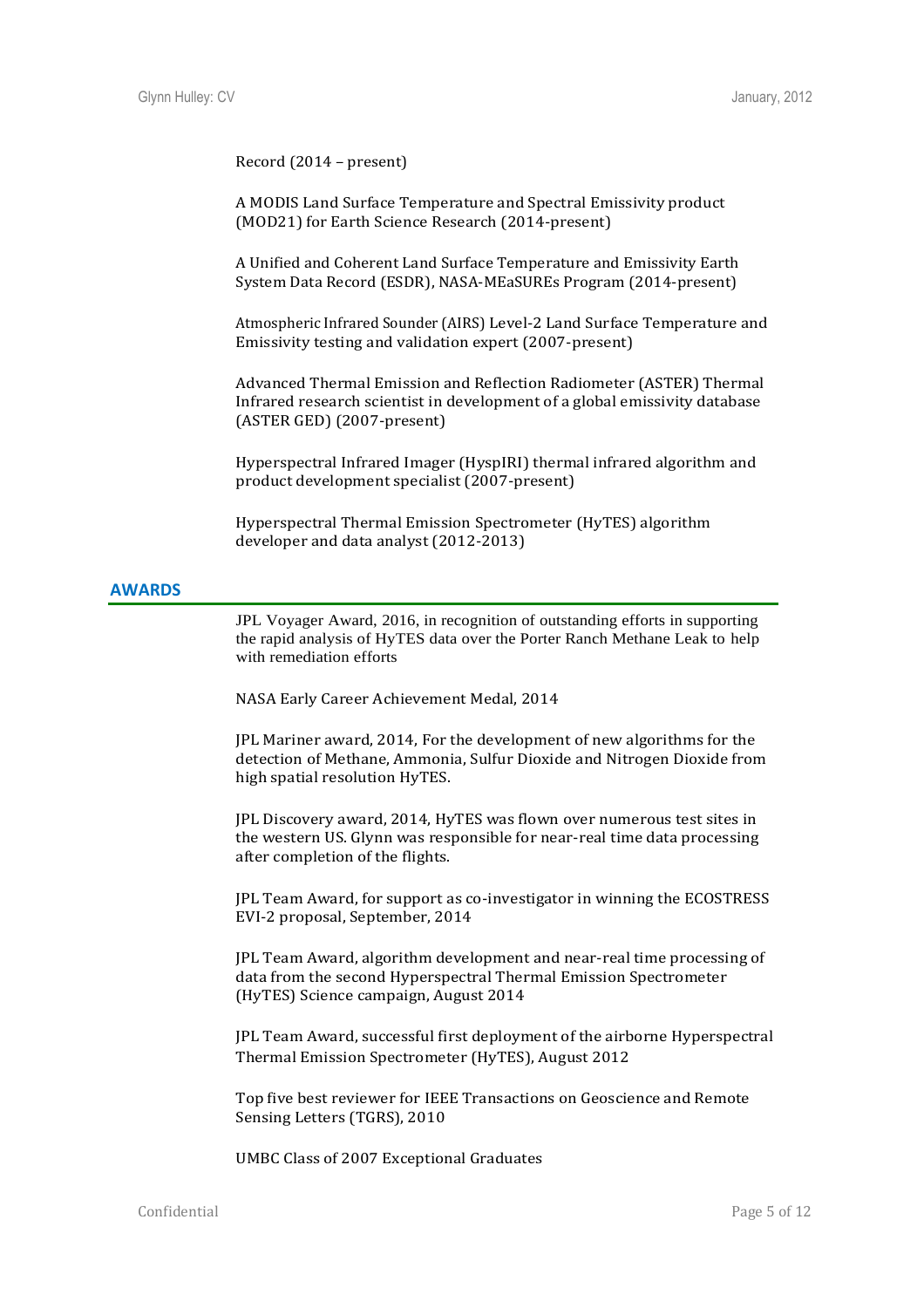Record (2014 – present)

A MODIS Land Surface Temperature and Spectral Emissivity product (MOD21) for Earth Science Research (2014-present)

A Unified and Coherent Land Surface Temperature and Emissivity Earth System Data Record (ESDR), NASA-MEaSUREs Program (2014-present)

Atmospheric Infrared Sounder (AIRS) Level-2 Land Surface Temperature and Emissivity testing and validation expert (2007-present)

Advanced Thermal Emission and Reflection Radiometer (ASTER) Thermal Infrared research scientist in development of a global emissivity database (ASTER GED) (2007-present)

Hyperspectral Infrared Imager (HyspIRI) thermal infrared algorithm and product development specialist (2007-present)

Hyperspectral Thermal Emission Spectrometer (HyTES) algorithm developer and data analyst (2012-2013)

## AWARDS

JPL Voyager Award, 2016, in recognition of outstanding efforts in supporting the rapid analysis of HyTES data over the Porter Ranch Methane Leak to help with remediation efforts

NASA Early Career Achievement Medal, 2014

JPL Mariner award, 2014, For the development of new algorithms for the detection of Methane, Ammonia, Sulfur Dioxide and Nitrogen Dioxide from high spatial resolution HyTES.

JPL Discovery award, 2014, HyTES was flown over numerous test sites in the western US. Glynn was responsible for near-real time data processing after completion of the flights.

JPL Team Award, for support as co-investigator in winning the ECOSTRESS EVI-2 proposal, September, 2014

JPL Team Award, algorithm development and near-real time processing of data from the second Hyperspectral Thermal Emission Spectrometer (HyTES) Science campaign, August 2014

JPL Team Award, successful first deployment of the airborne Hyperspectral Thermal Emission Spectrometer (HyTES), August 2012

Top five best reviewer for IEEE Transactions on Geoscience and Remote Sensing Letters (TGRS), 2010

UMBC Class of 2007 Exceptional Graduates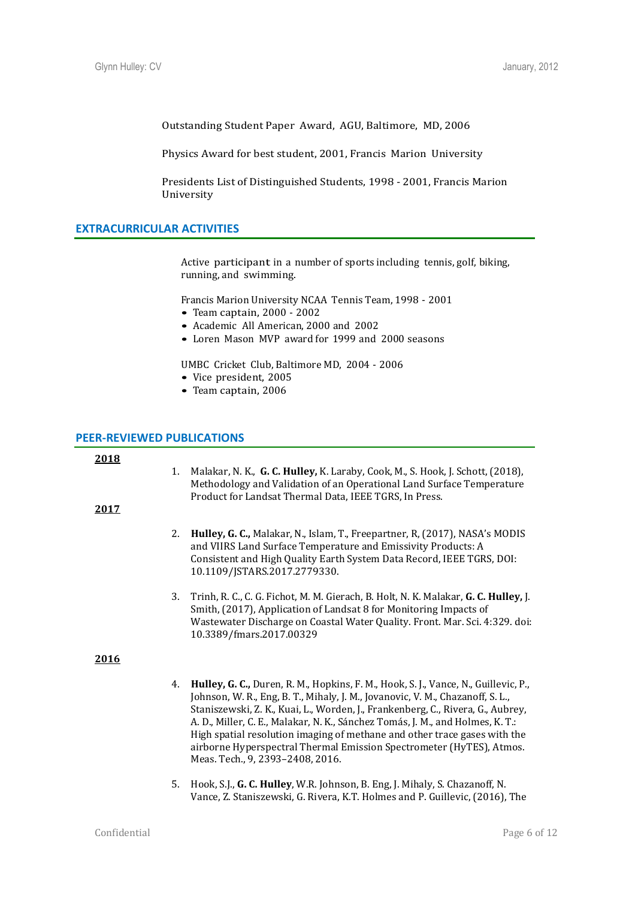Outstanding Student Paper Award, AGU, Baltimore, MD, 2006

Physics Award for best student, 2001, Francis Marion University

Presidents List of Distinguished Students, 1998 - 2001, Francis Marion University

## EXTRACURRICULAR ACTIVITIES

Active participant in a number of sports including tennis, golf, biking, running, and swimming.

Francis Marion University NCAA Tennis Team, 1998 - 2001

- Team captain, 2000 - 2002
- Academic All American, 2000 and 2002
- Loren Mason MVP award for 1999 and 2000 seasons

UMBC Cricket Club, Baltimore MD, 2004 - 2006

- Vice president, 2005
- Team captain, 2006

## PEER-REVIEWED PUBLICATIONS

### 2018

1. Malakar, N. K., **G. C. Hulley,** K. Laraby, Cook, M., S. Hook, J. Schott, (2018), Methodology and Validation of an Operational Land Surface Temperature Product for Landsat Thermal Data, IEEE TGRS, In Press.

### 2017

2. **Hulley, G. C.,** Malakar, N., Islam, T., Freepartner, R, (2017), NASA's MODIS and VIIRS Land Surface Temperature and Emissivity Products: A Consistent and High Quality Earth System Data Record, IEEE TGRS, DOI: 10.1109/JSTARS.2017.2779330.

3. Trinh, R. C., C. G. Fichot, M. M. Gierach, B. Holt, N. K. Malakar, **G. C. Hulley,** J. Smith, (2017), Application of Landsat 8 for Monitoring Impacts of Wastewater Discharge on Coastal Water Quality. Front. Mar. Sci. 4:329. doi: 10.3389/fmars.2017.00329

### 2016

4. **Hulley, G. C.,** Duren, R. M., Hopkins, F. M., Hook, S. J., Vance, N., Guillevic, P., Johnson, W. R., Eng, B. T., Mihaly, J. M., Jovanovic, V. M., Chazanoff, S. L., Staniszewski, Z. K., Kuai, L., Worden, J., Frankenberg, C., Rivera, G., Aubrey, A. D., Miller, C. E., Malakar, N. K., Sánchez Tomás, J. M., and Holmes, K. T.: High spatial resolution imaging of methane and other trace gases with the airborne Hyperspectral Thermal Emission Spectrometer (HyTES), Atmos. Meas. Tech., 9, 2393–2408, 2016.

5. Hook, S.J., **G. C. Hulley**, W.R. Johnson, B. Eng, J. Mihaly, S. Chazanoff, N. Vance, Z. Staniszewski, G. Rivera, K.T. Holmes and P. Guillevic, (2016), The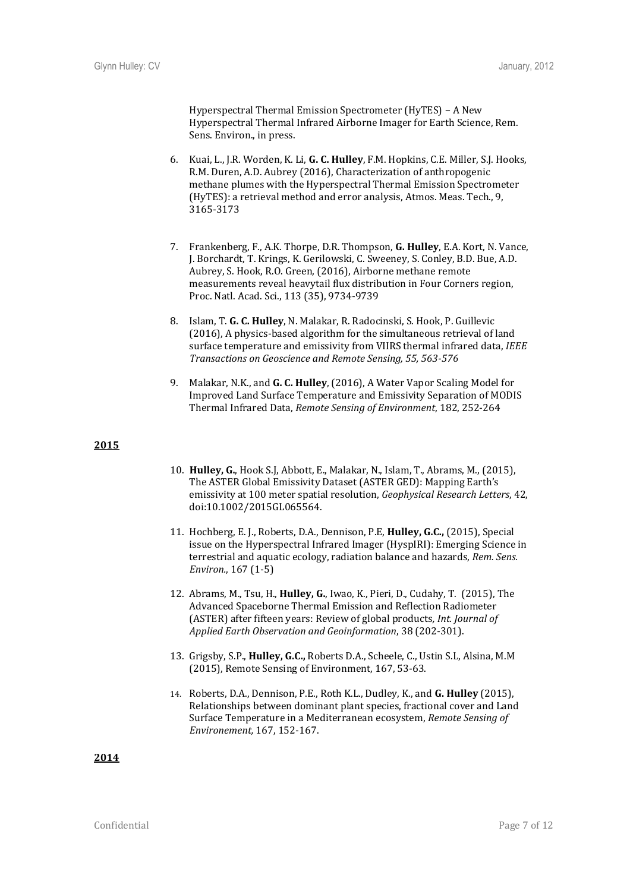Hyperspectral Thermal Emission Spectrometer (HyTES) – A New Hyperspectral Thermal Infrared Airborne Imager for Earth Science, Rem. Sens. Environ., in press.

6. Kuai, L., J.R. Worden, K. Li, **G. C. Hulley**, F.M. Hopkins, C.E. Miller, S.J. Hooks, R.M. Duren, A.D. Aubrey (2016), Characterization of anthropogenic methane plumes with the Hyperspectral Thermal Emission Spectrometer (HyTES): a retrieval method and error analysis, Atmos. Meas. Tech., 9, 3165-3173

7. Frankenberg, F., A.K. Thorpe, D.R. Thompson, **G. Hulley**, E.A. Kort, N. Vance, J. Borchardt, T. Krings, K. Gerilowski, C. Sweeney, S. Conley, B.D. Bue, A.D. Aubrey, S. Hook, R.O. Green, (2016), Airborne methane remote measurements reveal heavytail flux distribution in Four Corners region, Proc. Natl. Acad. Sci., 113 (35), 9734-9739

8. Islam, T. **G. C. Hulley**, N. Malakar, R. Radocinski, S. Hook, P. Guillevic (2016), A physics-based algorithm for the simultaneous retrieval of land surface temperature and emissivity from VIIRS thermal infrared data, *IEEE Transactions on Geoscience and Remote Sensing, 55, 563-576*

9. Malakar, N.K., and **G. C. Hulley**, (2016), A Water Vapor Scaling Model for Improved Land Surface Temperature and Emissivity Separation of MODIS Thermal Infrared Data, *Remote Sensing of Environment*, 182, 252-264

**2015**

10. **Hulley, G.**, Hook S.J, Abbott, E., Malakar, N., Islam, T., Abrams, M., (2015), The ASTER Global Emissivity Dataset (ASTER GED): Mapping Earth's emissivity at 100 meter spatial resolution, *Geophysical Research Letters*, 42, doi:10.1002/2015GL065564.

11. Hochberg, E. J., Roberts, D.A., Dennison, P.E, **Hulley, G.C.,** (2015), Special issue on the Hyperspectral Infrared Imager (HyspIRI): Emerging Science in terrestrial and aquatic ecology, radiation balance and hazards, *Rem. Sens. Environ.*, 167 (1-5)

12. Abrams, M., Tsu, H., **Hulley, G.**, Iwao, K., Pieri, D., Cudahy, T. (2015), The Advanced Spaceborne Thermal Emission and Reflection Radiometer (ASTER) after fifteen years: Review of global products, *Int. Journal of Applied Earth Observation and Geoinformation*, 38 (202-301).

13. Grigsby, S.P., **Hulley, G.C.,** Roberts D.A., Scheele, C., Ustin S.L, Alsina, M.M (2015), Remote Sensing of Environment, 167, 53-63.

14. Roberts, D.A., Dennison, P.E., Roth K.L., Dudley, K., and **G. Hulley** (2015), Relationships between dominant plant species, fractional cover and Land Surface Temperature in a Mediterranean ecosystem, *Remote Sensing of Environement,* 167, 152-167.

**2014**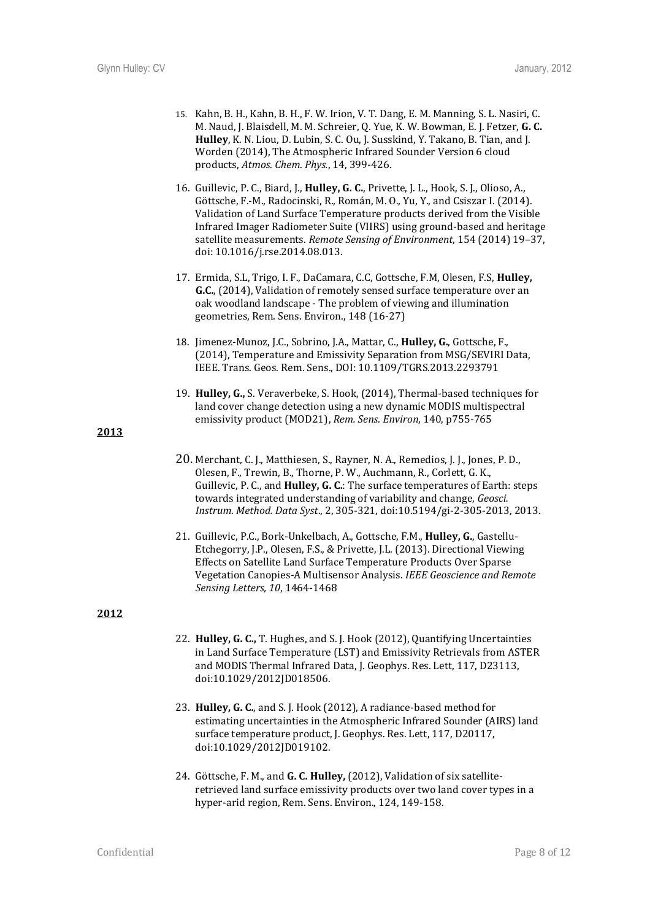15. Kahn, B. H., Kahn, B. H., F. W. Irion, V. T. Dang, E. M. Manning, S. L. Nasiri, C. M. Naud, J. Blaisdell, M. M. Schreier, Q. Yue, K. W. Bowman, E. J. Fetzer, **G. C. Hulley**, K. N. Liou, D. Lubin, S. C. Ou, J. Susskind, Y. Takano, B. Tian, and J. Worden (2014), The Atmospheric Infrared Sounder Version 6 cloud products, *Atmos. Chem. Phys.*, 14, 399-426.

16. Guillevic, P. C., Biard, J., **Hulley, G. C.**, Privette, J. L., Hook, S. J., Olioso, A., Göttsche, F.-M., Radocinski, R., Román, M. O., Yu, Y., and Csiszar I. (2014). Validation of Land Surface Temperature products derived from the Visible Infrared Imager Radiometer Suite (VIIRS) using ground-based and heritage satellite measurements. *Remote Sensing of Environment*, 154 (2014) 19–37, doi: 10.1016/j.rse.2014.08.013.

17. Ermida, S.L, Trigo, I. F., DaCamara, C.C, Gottsche, F.M, Olesen, F.S, **Hulley, G.C.**, (2014), Validation of remotely sensed surface temperature over an oak woodland landscape - The problem of viewing and illumination geometries, Rem. Sens. Environ., 148 (16-27)

18. Jimenez-Munoz, J.C., Sobrino, J.A., Mattar, C., **Hulley, G.**, Gottsche, F., (2014), Temperature and Emissivity Separation from MSG/SEVIRI Data, IEEE. Trans. Geos. Rem. Sens., DOI: 10.1109/TGRS.2013.2293791

19. **Hulley, G.,** S. Veraverbeke, S. Hook, (2014), Thermal-based techniques for land cover change detection using a new dynamic MODIS multispectral emissivity product (MOD21), *Rem. Sens. Environ*, 140, p755-765

**2013**

20. Merchant, C. J., Matthiesen, S., Rayner, N. A., Remedios, J. J., Jones, P. D., Olesen, F., Trewin, B., Thorne, P. W., Auchmann, R., Corlett, G. K., Guillevic, P. C., and **Hulley, G. C.**: The surface temperatures of Earth: steps towards integrated understanding of variability and change, *Geosci. Instrum. Method. Data Syst.*, 2, 305-321, doi:10.5194/gi-2-305-2013, 2013.

21. Guillevic, P.C., Bork-Unkelbach, A., Gottsche, F.M., **Hulley, G.**, Gastellu-Etchegorry, J.P., Olesen, F.S., & Privette, J.L. (2013). Directional Viewing Effects on Satellite Land Surface Temperature Products Over Sparse Vegetation Canopies-A Multisensor Analysis. *IEEE Geoscience and Remote Sensing Letters, 10*, 1464-1468

**2012**

22. **Hulley, G. C.,** T. Hughes, and S. J. Hook (2012), Quantifying Uncertainties in Land Surface Temperature (LST) and Emissivity Retrievals from ASTER and MODIS Thermal Infrared Data, J. Geophys. Res. Lett, 117, D23113, doi:10.1029/2012JD018506.

23. **Hulley, G. C.**, and S. J. Hook (2012), A radiance-based method for estimating uncertainties in the Atmospheric Infrared Sounder (AIRS) land surface temperature product, J. Geophys. Res. Lett, 117, D20117, doi:10.1029/2012JD019102.

24. Göttsche, F. M., and **G. C. Hulley,** (2012), Validation of six satellite-retrieved land surface emissivity products over two land cover types in a hyper-arid region, Rem. Sens. Environ., 124, 149-158.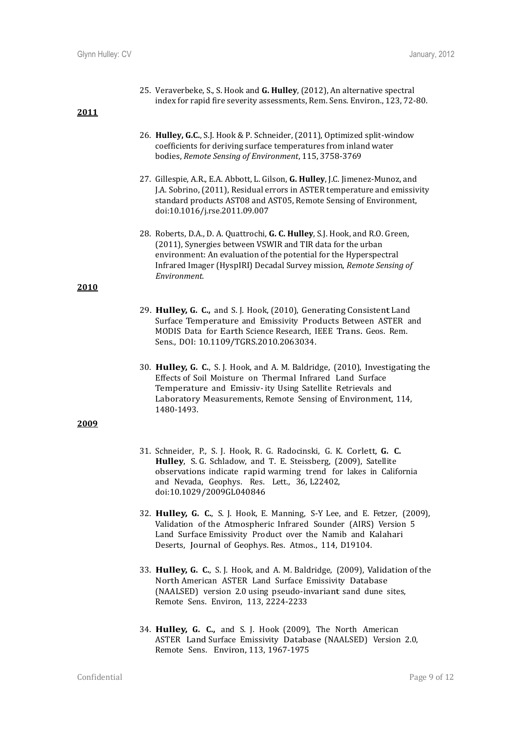25. Veraverbeke, S., S. Hook and **G. Hulley**, (2012), An alternative spectral index for rapid fire severity assessments, Rem. Sens. Environ., 123, 72-80.

**2011**

26. **Hulley, G.C.**, S.J. Hook & P. Schneider, (2011), Optimized split-window coefficients for deriving surface temperatures from inland water bodies, *Remote Sensing of Environment*, 115, 3758-3769

27. Gillespie, A.R., E.A. Abbott, L. Gilson, **G. Hulley**, J.C. Jimenez-Munoz, and J.A. Sobrino, (2011), Residual errors in ASTER temperature and emissivity standard products AST08 and AST05, Remote Sensing of Environment, doi:10.1016/j.rse.2011.09.007

28. Roberts, D.A., D. A. Quattrochi, **G. C. Hulley**, S.J. Hook, and R.O. Green, (2011), Synergies between VSWIR and TIR data for the urban environment: An evaluation of the potential for the Hyperspectral Infrared Imager (HyspIRI) Decadal Survey mission, *Remote Sensing of Environment.*

**2010**

29. **Hulley, G. C.,** and S. J. Hook, (2010), Generating Consistent Land Surface Temperature and Emissivity Products Between ASTER and MODIS Data for Earth Science Research, IEEE Trans. Geos. Rem. Sens., DOI: 10.1109/TGRS.2010.2063034.

30. **Hulley, G. C.**, S. J. Hook, and A. M. Baldridge, (2010), Investigating the Effects of Soil Moisture on Thermal Infrared Land Surface Temperature and Emissiv- ity Using Satellite Retrievals and Laboratory Measurements, Remote Sensing of Environment, 114, 1480-1493.

**2009**

31. Schneider, P., S. J. Hook, R. G. Radocinski, G. K. Corlett, **G. C. Hulley**, S. G. Schladow, and T. E. Steissberg, (2009), Satellite observations indicate rapid warming trend for lakes in California and Nevada, Geophys. Res. Lett., 36, L22402, doi:10.1029/2009GL040846

32. **Hulley, G. C.**, S. J. Hook, E. Manning, S-Y Lee, and E. Fetzer, (2009), Validation of the Atmospheric Infrared Sounder (AIRS) Version 5 Land Surface Emissivity Product over the Namib and Kalahari Deserts, Journal of Geophys. Res. Atmos., 114, D19104.

33. **Hulley, G. C.**, S. J. Hook, and A. M. Baldridge, (2009), Validation of the North American ASTER Land Surface Emissivity Database (NAALSED) version 2.0 using pseudo-invariant sand dune sites, Remote Sens. Environ, 113, 2224-2233

34. **Hulley, G. C.,** and S. J. Hook (2009), The North American ASTER Land Surface Emissivity Database (NAALSED) Version 2.0, Remote Sens. Environ, 113, 1967-1975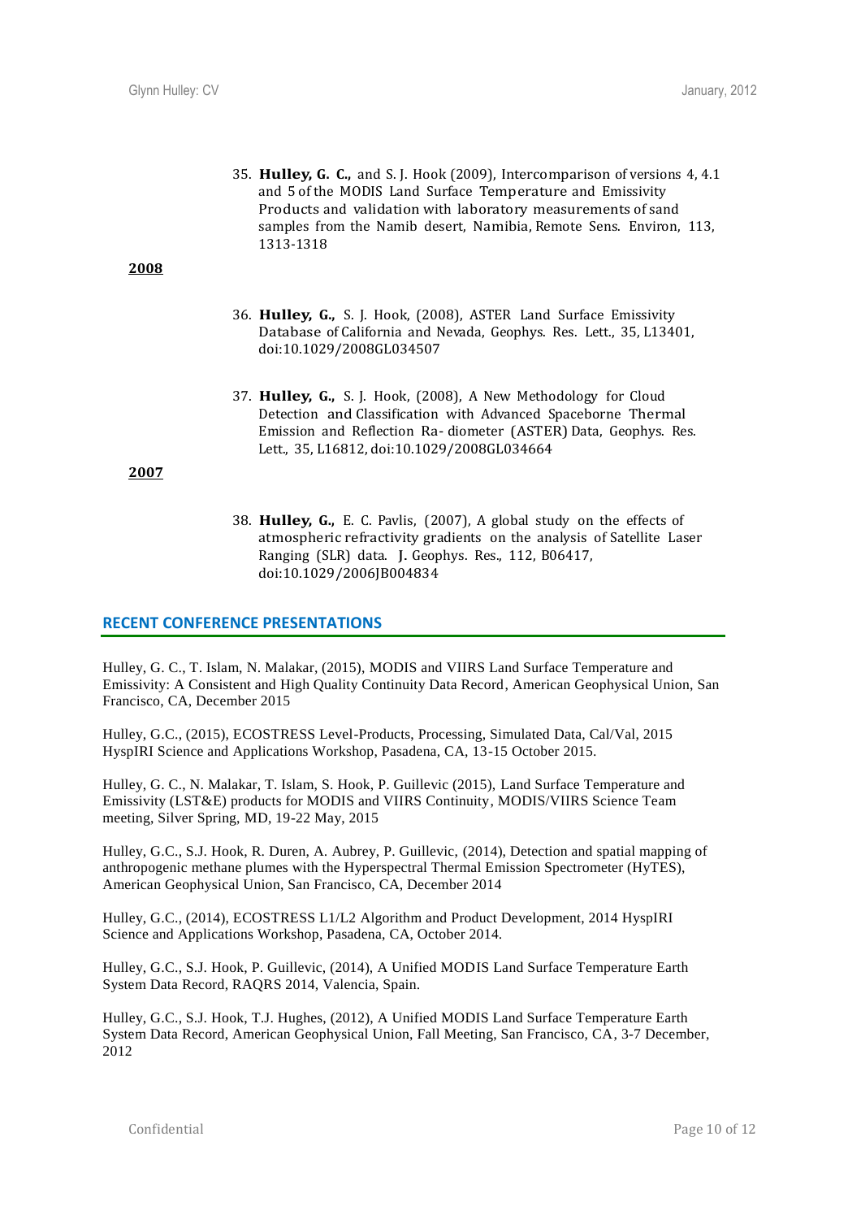35. **Hulley, G. C.,** and S. J. Hook (2009), Intercomparison of versions 4, 4.1 and 5 of the MODIS Land Surface Temperature and Emissivity Products and validation with laboratory measurements of sand samples from the Namib desert, Namibia, Remote Sens. Environ, 113, 1313-1318

**2008**

36. **Hulley, G.,** S. J. Hook, (2008), ASTER Land Surface Emissivity Database of California and Nevada, Geophys. Res. Lett., 35, L13401, doi:10.1029/2008GL034507

37. **Hulley, G.,** S. J. Hook, (2008), A New Methodology for Cloud Detection and Classification with Advanced Spaceborne Thermal Emission and Reflection Ra- diometer (ASTER) Data, Geophys. Res. Lett., 35, L16812, doi:10.1029/2008GL034664

**2007**

38. **Hulley, G.,** E. C. Pavlis, (2007), A global study on the effects of atmospheric refractivity gradients on the analysis of Satellite Laser Ranging (SLR) data. J. Geophys. Res., 112, B06417, doi:10.1029/2006JB004834

## RECENT CONFERENCE PRESENTATIONS

Hulley, G. C., T. Islam, N. Malakar, (2015), MODIS and VIIRS Land Surface Temperature and Emissivity: A Consistent and High Quality Continuity Data Record, American Geophysical Union, San Francisco, CA, December 2015

Hulley, G.C., (2015), ECOSTRESS Level-Products, Processing, Simulated Data, Cal/Val, 2015 HyspIRI Science and Applications Workshop, Pasadena, CA, 13-15 October 2015.

Hulley, G. C., N. Malakar, T. Islam, S. Hook, P. Guillevic (2015), Land Surface Temperature and Emissivity (LST&E) products for MODIS and VIIRS Continuity, MODIS/VIIRS Science Team meeting, Silver Spring, MD, 19-22 May, 2015

Hulley, G.C., S.J. Hook, R. Duren, A. Aubrey, P. Guillevic, (2014), Detection and spatial mapping of anthropogenic methane plumes with the Hyperspectral Thermal Emission Spectrometer (HyTES), American Geophysical Union, San Francisco, CA, December 2014

Hulley, G.C., (2014), ECOSTRESS L1/L2 Algorithm and Product Development, 2014 HyspIRI Science and Applications Workshop, Pasadena, CA, October 2014.

Hulley, G.C., S.J. Hook, P. Guillevic, (2014), A Unified MODIS Land Surface Temperature Earth System Data Record, RAQRS 2014, Valencia, Spain.

Hulley, G.C., S.J. Hook, T.J. Hughes, (2012), A Unified MODIS Land Surface Temperature Earth System Data Record, American Geophysical Union, Fall Meeting, San Francisco, CA, 3-7 December, 2012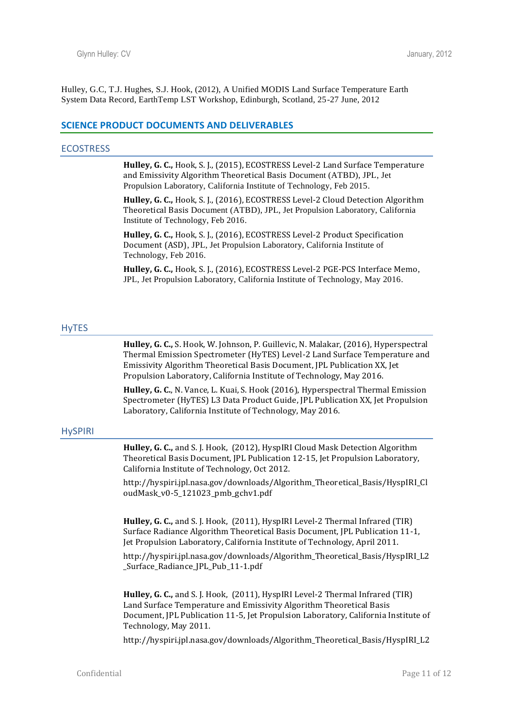Hulley, G.C, T.J. Hughes, S.J. Hook, (2012), A Unified MODIS Land Surface Temperature Earth System Data Record, EarthTemp LST Workshop, Edinburgh, Scotland, 25-27 June, 2012

## SCIENCE PRODUCT DOCUMENTS AND DELIVERABLES

### ECOSTRESS

**Hulley, G. C.,** Hook, S. J., (2015), ECOSTRESS Level-2 Land Surface Temperature and Emissivity Algorithm Theoretical Basis Document (ATBD), JPL, Jet Propulsion Laboratory, California Institute of Technology, Feb 2015.

**Hulley, G. C.,** Hook, S. J., (2016), ECOSTRESS Level-2 Cloud Detection Algorithm Theoretical Basis Document (ATBD), JPL, Jet Propulsion Laboratory, California Institute of Technology, Feb 2016.

**Hulley, G. C.,** Hook, S. J., (2016), ECOSTRESS Level-2 Product Specification Document (ASD), JPL, Jet Propulsion Laboratory, California Institute of Technology, Feb 2016.

**Hulley, G. C.,** Hook, S. J., (2016), ECOSTRESS Level-2 PGE-PCS Interface Memo, JPL, Jet Propulsion Laboratory, California Institute of Technology, May 2016.

### HyTES

**Hulley, G. C.,** S. Hook, W. Johnson, P. Guillevic, N. Malakar, (2016), Hyperspectral Thermal Emission Spectrometer (HyTES) Level-2 Land Surface Temperature and Emissivity Algorithm Theoretical Basis Document, JPL Publication XX, Jet Propulsion Laboratory, California Institute of Technology, May 2016.

**Hulley, G. C.**, N. Vance, L. Kuai, S. Hook (2016), Hyperspectral Thermal Emission Spectrometer (HyTES) L3 Data Product Guide, JPL Publication XX, Jet Propulsion Laboratory, California Institute of Technology, May 2016.

### HySPIRI

**Hulley, G. C.,** and S. J. Hook, (2012), HyspIRI Cloud Mask Detection Algorithm Theoretical Basis Document, JPL Publication 12-15, Jet Propulsion Laboratory, California Institute of Technology, Oct 2012.

http://hyspiri.jpl.nasa.gov/downloads/Algorithm_Theoretical_Basis/HyspIRI_CloudMask_v0-5_121023_pmb_gchv1.pdf

**Hulley, G. C.,** and S. J. Hook, (2011), HyspIRI Level-2 Thermal Infrared (TIR) Surface Radiance Algorithm Theoretical Basis Document, JPL Publication 11-1, Jet Propulsion Laboratory, California Institute of Technology, April 2011.

http://hyspiri.jpl.nasa.gov/downloads/Algorithm_Theoretical_Basis/HyspIRI_L2_Surface_Radiance_JPL_Pub_11-1.pdf

**Hulley, G. C.,** and S. J. Hook, (2011), HyspIRI Level-2 Thermal Infrared (TIR) Land Surface Temperature and Emissivity Algorithm Theoretical Basis Document, JPL Publication 11-5, Jet Propulsion Laboratory, California Institute of Technology, May 2011.

http://hyspiri.jpl.nasa.gov/downloads/Algorithm_Theoretical_Basis/HyspIRI_L2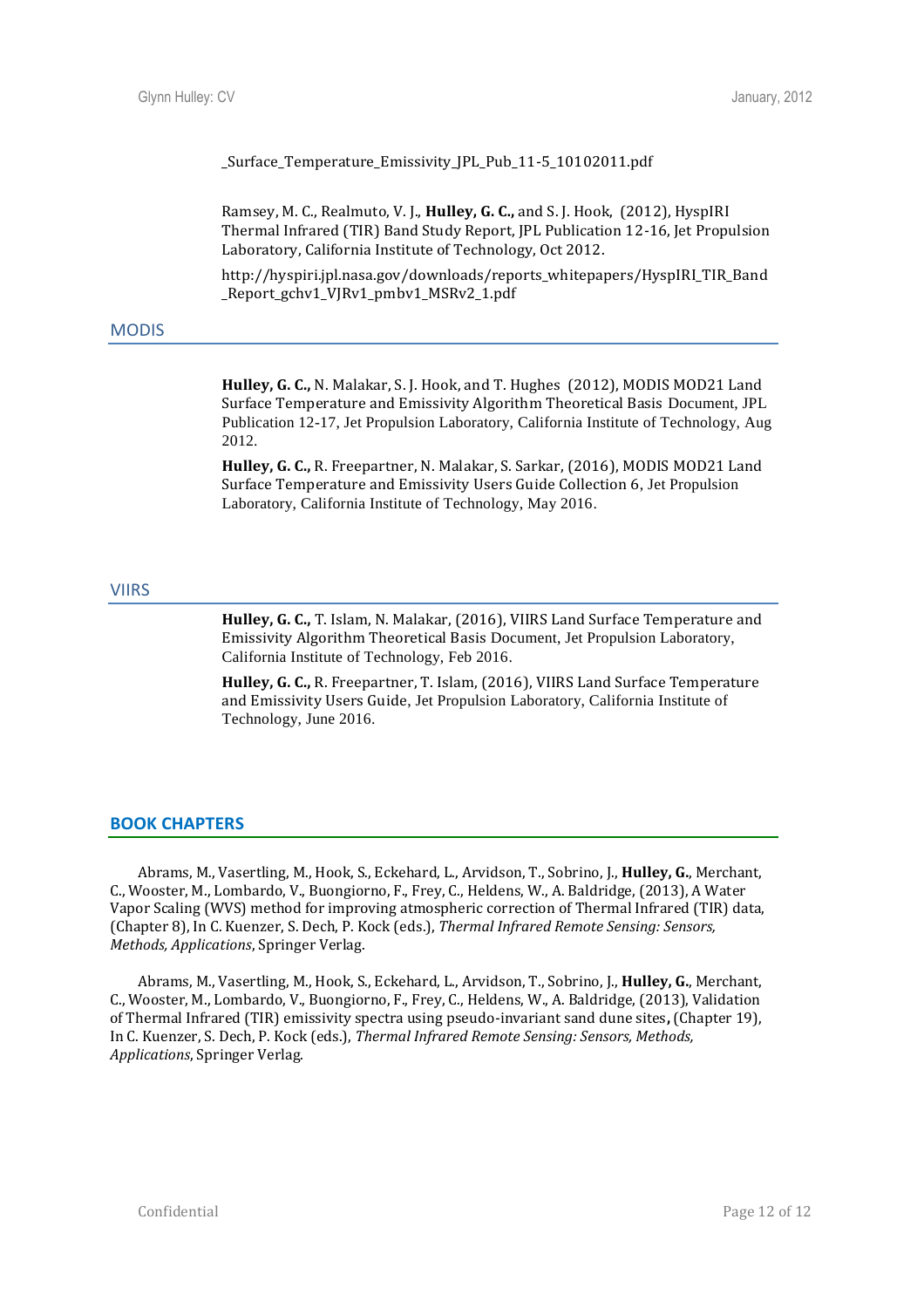_Surface_Temperature_Emissivity_JPL_Pub_11-5_10102011.pdf

Ramsey, M. C., Realmuto, V. J., **Hulley, G. C.,** and S. J. Hook, (2012), HyspIRI Thermal Infrared (TIR) Band Study Report, JPL Publication 12-16, Jet Propulsion Laboratory, California Institute of Technology, Oct 2012.

http://hyspiri.jpl.nasa.gov/downloads/reports_whitepapers/HyspIRI_TIR_Band_Report_gchv1_VJRv1_pmbv1_MSRv2_1.pdf

## MODIS

**Hulley, G. C.,** N. Malakar, S. J. Hook, and T. Hughes (2012), MODIS MOD21 Land Surface Temperature and Emissivity Algorithm Theoretical Basis Document, JPL Publication 12-17, Jet Propulsion Laboratory, California Institute of Technology, Aug 2012.

**Hulley, G. C.,** R. Freepartner, N. Malakar, S. Sarkar, (2016), MODIS MOD21 Land Surface Temperature and Emissivity Users Guide Collection 6, Jet Propulsion Laboratory, California Institute of Technology, May 2016.

## VIIRS

**Hulley, G. C.,** T. Islam, N. Malakar, (2016), VIIRS Land Surface Temperature and Emissivity Algorithm Theoretical Basis Document, Jet Propulsion Laboratory, California Institute of Technology, Feb 2016.

**Hulley, G. C.,** R. Freepartner, T. Islam, (2016), VIIRS Land Surface Temperature and Emissivity Users Guide, Jet Propulsion Laboratory, California Institute of Technology, June 2016.

## BOOK CHAPTERS

Abrams, M., Vasertling, M., Hook, S., Eckehard, L., Arvidson, T., Sobrino, J., **Hulley, G.**, Merchant, C., Wooster, M., Lombardo, V., Buongiorno, F., Frey, C., Heldens, W., A. Baldridge, (2013), A Water Vapor Scaling (WVS) method for improving atmospheric correction of Thermal Infrared (TIR) data, (Chapter 8), In C. Kuenzer, S. Dech, P. Kock (eds.), *Thermal Infrared Remote Sensing: Sensors, Methods, Applications*, Springer Verlag.

Abrams, M., Vasertling, M., Hook, S., Eckehard, L., Arvidson, T., Sobrino, J., **Hulley, G.**, Merchant, C., Wooster, M., Lombardo, V., Buongiorno, F., Frey, C., Heldens, W., A. Baldridge, (2013), Validation of Thermal Infrared (TIR) emissivity spectra using pseudo-invariant sand dune sites**,** (Chapter 19), In C. Kuenzer, S. Dech, P. Kock (eds.), *Thermal Infrared Remote Sensing: Sensors, Methods, Applications*, Springer Verlag.